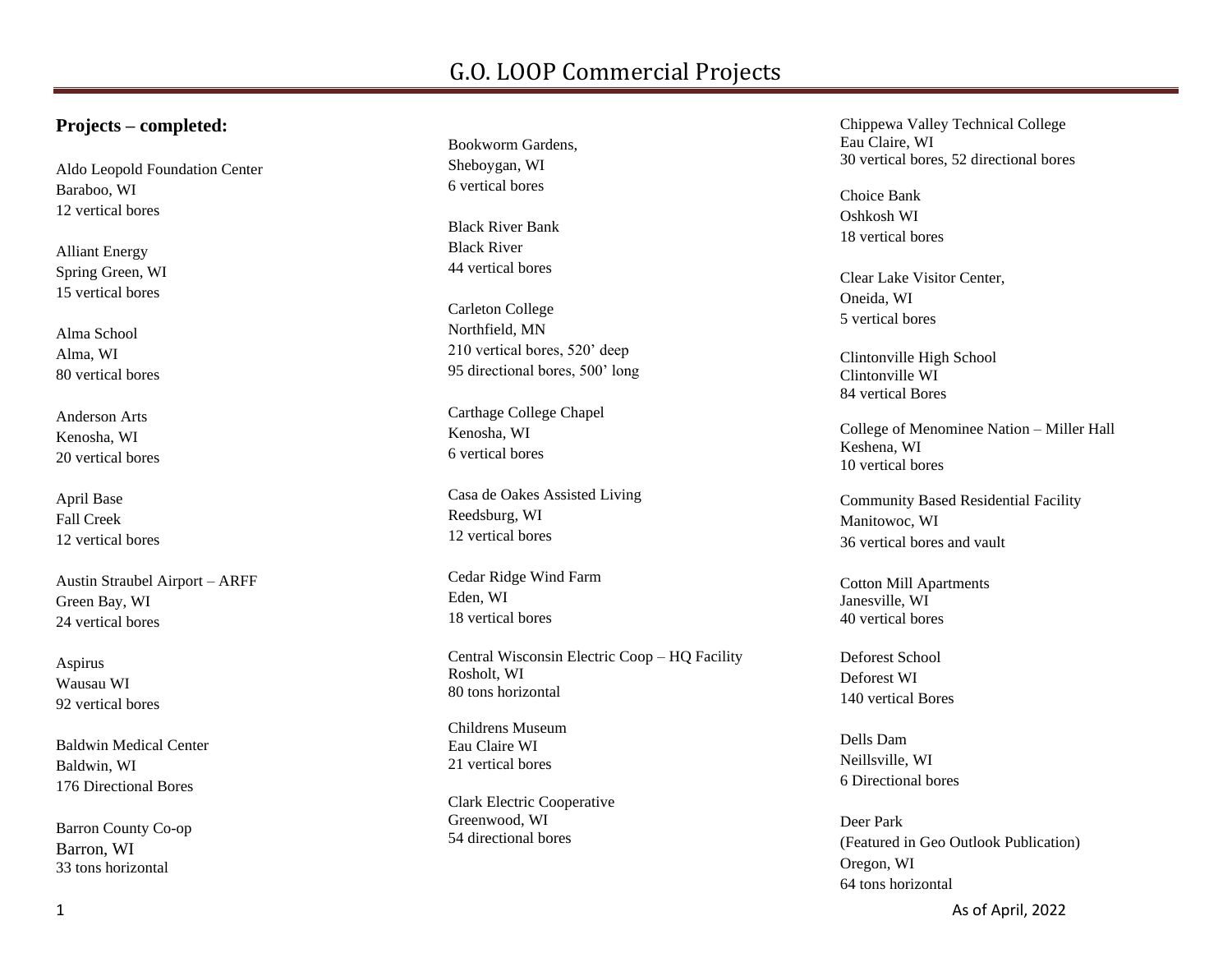# G.O. LOOP Commercial Projects

**Projects – completed:**

Aldo Leopold Foundation Center
Baraboo, WI
12 vertical bores

Alliant Energy
Spring Green, WI
15 vertical bores

Alma School
Alma, WI
80 vertical bores

Anderson Arts
Kenosha, WI
20 vertical bores

April Base
Fall Creek
12 vertical bores

Austin Straubel Airport – ARFF
Green Bay, WI
24 vertical bores

Aspirus
Wausau WI
92 vertical bores

Baldwin Medical Center
Baldwin, WI
176 Directional Bores

Barron County Co-op
Barron, WI
33 tons horizontal

Bookworm Gardens,
Sheboygan, WI
6 vertical bores

Black River Bank
Black River
44 vertical bores

Carleton College
Northfield, MN
210 vertical bores, 520' deep
95 directional bores, 500' long

Carthage College Chapel
Kenosha, WI
6 vertical bores

Casa de Oakes Assisted Living
Reedsburg, WI
12 vertical bores

Cedar Ridge Wind Farm
Eden, WI
18 vertical bores

Central Wisconsin Electric Coop – HQ Facility
Rosholt, WI
80 tons horizontal

Childrens Museum
Eau Claire WI
21 vertical bores

Clark Electric Cooperative
Greenwood, WI
54 directional bores

Chippewa Valley Technical College
Eau Claire, WI
30 vertical bores, 52 directional bores

Choice Bank
Oshkosh WI
18 vertical bores

Clear Lake Visitor Center,
Oneida, WI
5 vertical bores

Clintonville High School
Clintonville WI
84 vertical Bores

College of Menominee Nation – Miller Hall
Keshena, WI
10 vertical bores

Community Based Residential Facility
Manitowoc, WI
36 vertical bores and vault

Cotton Mill Apartments
Janesville, WI
40 vertical bores

Deforest School
Deforest WI
140 vertical Bores

Dells Dam
Neillsville, WI
6 Directional bores

Deer Park
(Featured in Geo Outlook Publication)
Oregon, WI
64 tons horizontal

As of April, 2022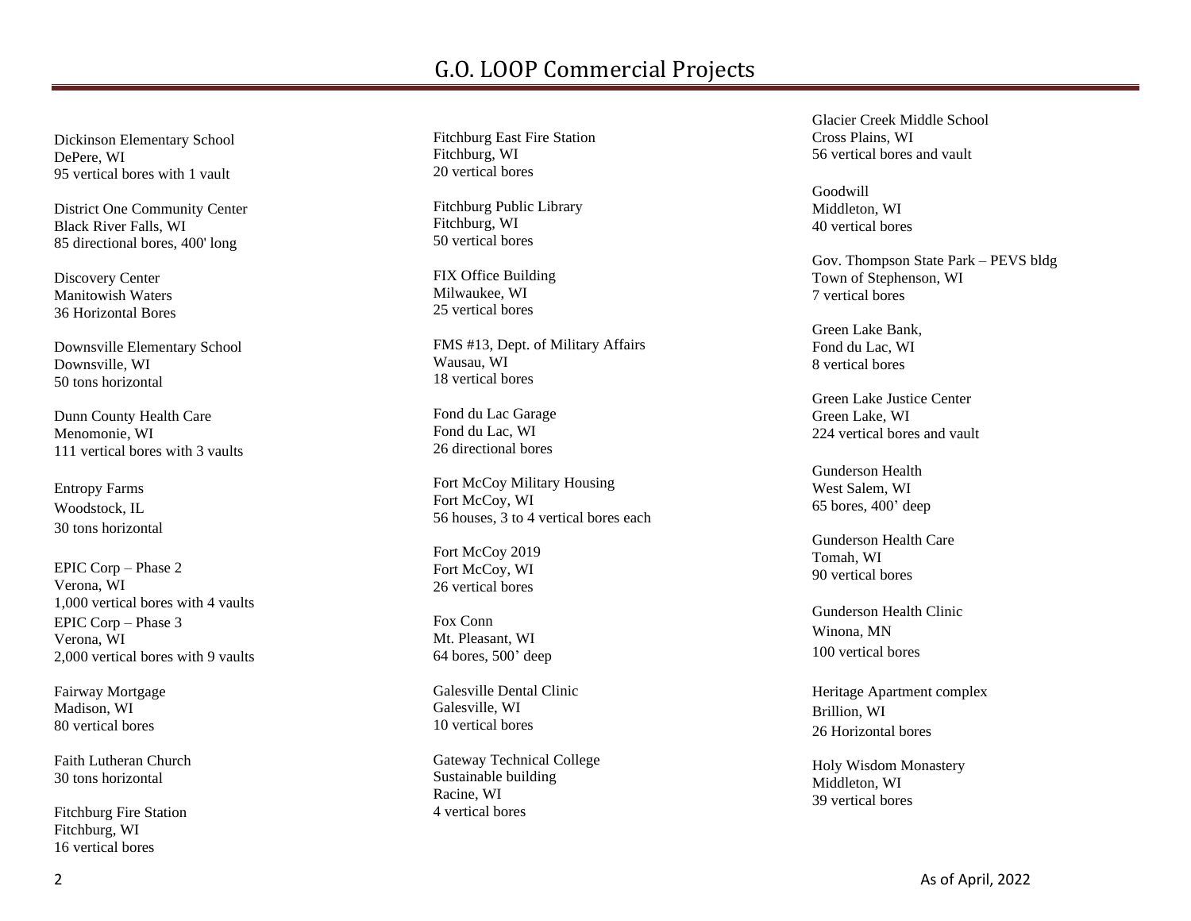# G.O. LOOP Commercial Projects

Dickinson Elementary School
DePere, WI
95 vertical bores with 1 vault

District One Community Center
Black River Falls, WI
85 directional bores, 400' long

Discovery Center
Manitowish Waters
36 Horizontal Bores

Downsville Elementary School
Downsville, WI
50 tons horizontal

Dunn County Health Care
Menomonie, WI
111 vertical bores with 3 vaults

Entropy Farms
Woodstock, IL
30 tons horizontal

EPIC Corp – Phase 2
Verona, WI
1,000 vertical bores with 4 vaults

EPIC Corp – Phase 3
Verona, WI
2,000 vertical bores with 9 vaults

Fairway Mortgage
Madison, WI
80 vertical bores

Faith Lutheran Church
30 tons horizontal

Fitchburg Fire Station
Fitchburg, WI
16 vertical bores

Fitchburg East Fire Station
Fitchburg, WI
20 vertical bores

Fitchburg Public Library
Fitchburg, WI
50 vertical bores

FIX Office Building
Milwaukee, WI
25 vertical bores

FMS #13, Dept. of Military Affairs
Wausau, WI
18 vertical bores

Fond du Lac Garage
Fond du Lac, WI
26 directional bores

Fort McCoy Military Housing
Fort McCoy, WI
56 houses, 3 to 4 vertical bores each

Fort McCoy 2019
Fort McCoy, WI
26 vertical bores

Fox Conn
Mt. Pleasant, WI
64 bores, 500' deep

Galesville Dental Clinic
Galesville, WI
10 vertical bores

Gateway Technical College
Sustainable building
Racine, WI
4 vertical bores

Glacier Creek Middle School
Cross Plains, WI
56 vertical bores and vault

Goodwill
Middleton, WI
40 vertical bores

Gov. Thompson State Park – PEVS bldg
Town of Stephenson, WI
7 vertical bores

Green Lake Bank,
Fond du Lac, WI
8 vertical bores

Green Lake Justice Center
Green Lake, WI
224 vertical bores and vault

Gunderson Health
West Salem, WI
65 bores, 400' deep

Gunderson Health Care
Tomah, WI
90 vertical bores

Gunderson Health Clinic
Winona, MN
100 vertical bores

Heritage Apartment complex
Brillion, WI
26 Horizontal bores

Holy Wisdom Monastery
Middleton, WI
39 vertical bores

As of April, 2022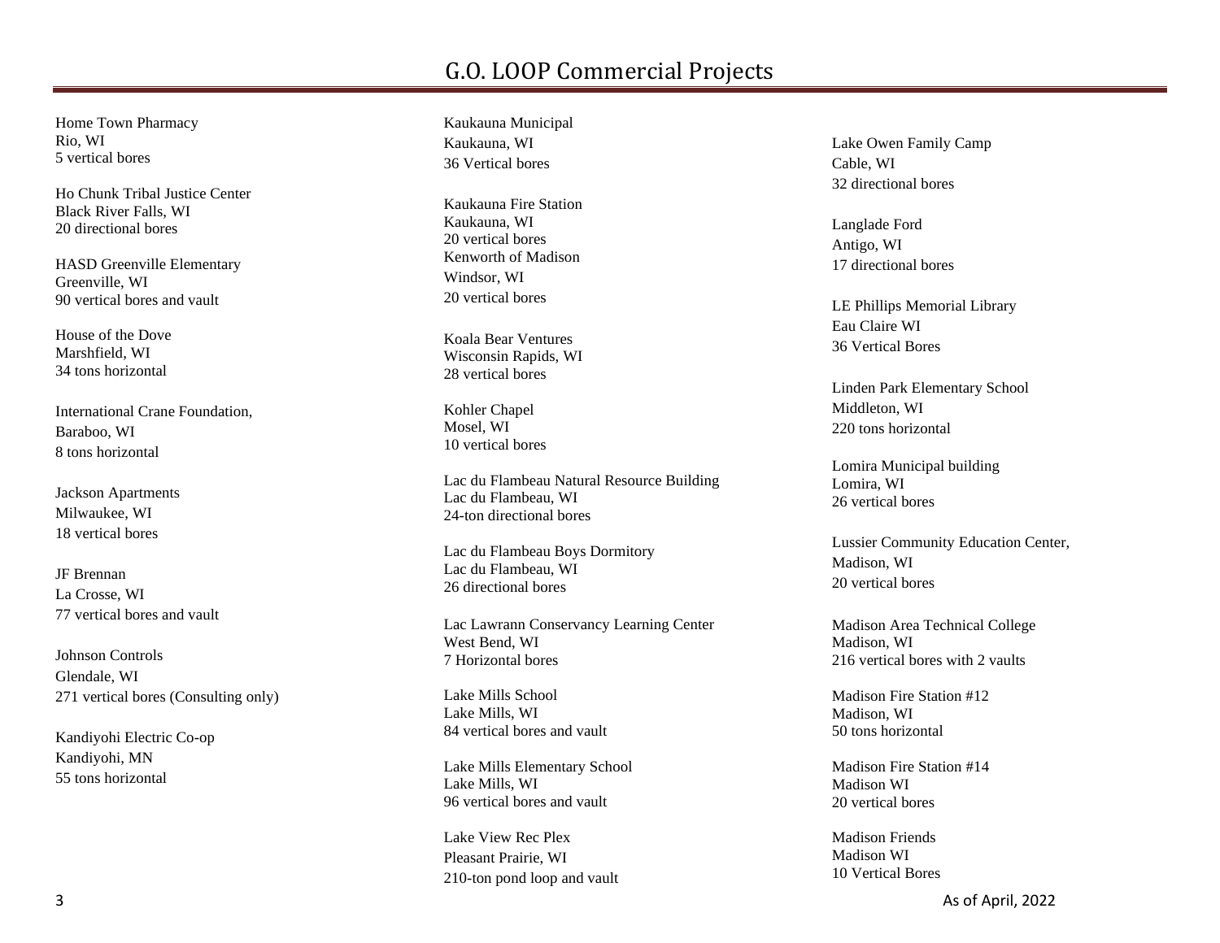# G.O. LOOP Commercial Projects

Home Town Pharmacy
Rio, WI
5 vertical bores

Ho Chunk Tribal Justice Center
Black River Falls, WI
20 directional bores

HASD Greenville Elementary
Greenville, WI
90 vertical bores and vault

House of the Dove
Marshfield, WI
34 tons horizontal

International Crane Foundation,
Baraboo, WI
8 tons horizontal

Jackson Apartments
Milwaukee, WI
18 vertical bores

JF Brennan
La Crosse, WI
77 vertical bores and vault

Johnson Controls
Glendale, WI
271 vertical bores (Consulting only)

Kandiyohi Electric Co-op
Kandiyohi, MN
55 tons horizontal

Kaukauna Municipal
Kaukauna, WI
36 Vertical bores

Kaukauna Fire Station
Kaukauna, WI
20 vertical bores

Kenworth of Madison
Windsor, WI
20 vertical bores

Koala Bear Ventures
Wisconsin Rapids, WI
28 vertical bores

Kohler Chapel
Mosel, WI
10 vertical bores

Lac du Flambeau Natural Resource Building
Lac du Flambeau, WI
24-ton directional bores

Lac du Flambeau Boys Dormitory
Lac du Flambeau, WI
26 directional bores

Lac Lawrann Conservancy Learning Center
West Bend, WI
7 Horizontal bores

Lake Mills School
Lake Mills, WI
84 vertical bores and vault

Lake Mills Elementary School
Lake Mills, WI
96 vertical bores and vault

Lake View Rec Plex
Pleasant Prairie, WI
210-ton pond loop and vault

Lake Owen Family Camp
Cable, WI
32 directional bores

Langlade Ford
Antigo, WI
17 directional bores

LE Phillips Memorial Library
Eau Claire WI
36 Vertical Bores

Linden Park Elementary School
Middleton, WI
220 tons horizontal

Lomira Municipal building
Lomira, WI
26 vertical bores

Lussier Community Education Center,
Madison, WI
20 vertical bores

Madison Area Technical College
Madison, WI
216 vertical bores with 2 vaults

Madison Fire Station #12
Madison, WI
50 tons horizontal

Madison Fire Station #14
Madison WI
20 vertical bores

Madison Friends
Madison WI
10 Vertical Bores

As of April, 2022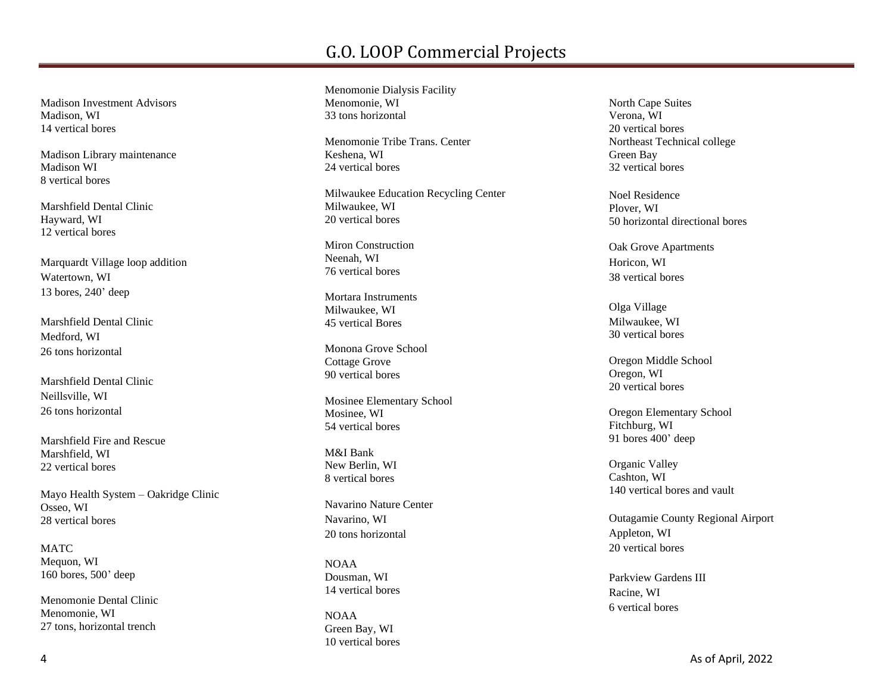# G.O. LOOP Commercial Projects

Madison Investment Advisors
Madison, WI
14 vertical bores

Madison Library maintenance
Madison WI
8 vertical bores

Marshfield Dental Clinic
Hayward, WI
12 vertical bores

Marquardt Village loop addition
Watertown, WI
13 bores, 240' deep

Marshfield Dental Clinic
Medford, WI
26 tons horizontal

Marshfield Dental Clinic
Neillsville, WI
26 tons horizontal

Marshfield Fire and Rescue
Marshfield, WI
22 vertical bores

Mayo Health System – Oakridge Clinic
Osseo, WI
28 vertical bores

MATC
Mequon, WI
160 bores, 500' deep

Menomonie Dental Clinic
Menomonie, WI
27 tons, horizontal trench

Menomonie Dialysis Facility
Menomonie, WI
33 tons horizontal

Menomonie Tribe Trans. Center
Keshena, WI
24 vertical bores

Milwaukee Education Recycling Center
Milwaukee, WI
20 vertical bores

Miron Construction
Neenah, WI
76 vertical bores

Mortara Instruments
Milwaukee, WI
45 vertical Bores

Monona Grove School
Cottage Grove
90 vertical bores

Mosinee Elementary School
Mosinee, WI
54 vertical bores

M&I Bank
New Berlin, WI
8 vertical bores

Navarino Nature Center
Navarino, WI
20 tons horizontal

NOAA
Dousman, WI
14 vertical bores

NOAA
Green Bay, WI
10 vertical bores

North Cape Suites
Verona, WI
20 vertical bores

Northeast Technical college
Green Bay
32 vertical bores

Noel Residence
Plover, WI
50 horizontal directional bores

Oak Grove Apartments
Horicon, WI
38 vertical bores

Olga Village
Milwaukee, WI
30 vertical bores

Oregon Middle School
Oregon, WI
20 vertical bores

Oregon Elementary School
Fitchburg, WI
91 bores 400' deep

Organic Valley
Cashton, WI
140 vertical bores and vault

Outagamie County Regional Airport
Appleton, WI
20 vertical bores

Parkview Gardens III
Racine, WI
6 vertical bores

As of April, 2022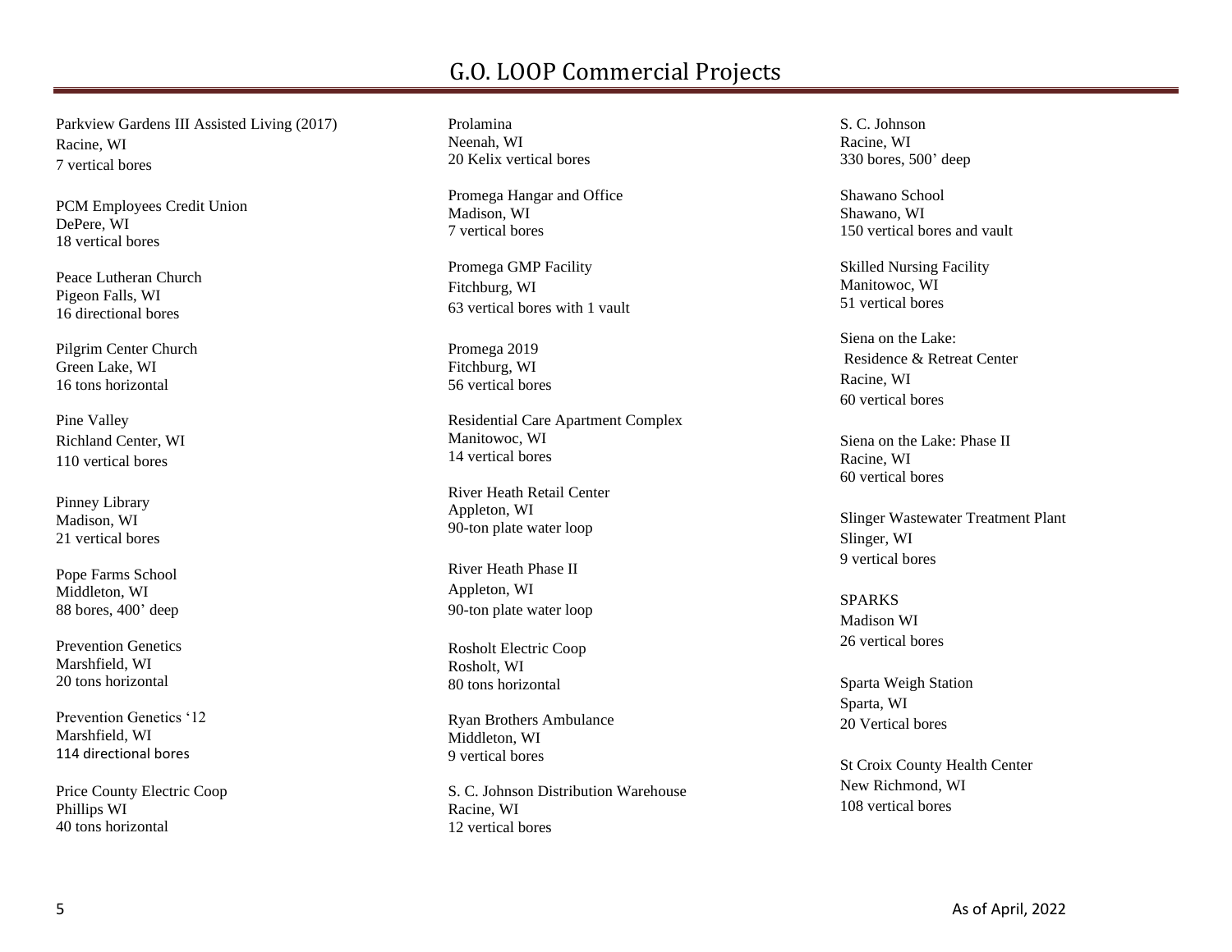# G.O. LOOP Commercial Projects

Parkview Gardens III Assisted Living (2017)
Racine, WI
7 vertical bores

PCM Employees Credit Union
DePere, WI
18 vertical bores

Peace Lutheran Church
Pigeon Falls, WI
16 directional bores

Pilgrim Center Church
Green Lake, WI
16 tons horizontal

Pine Valley
Richland Center, WI
110 vertical bores

Pinney Library
Madison, WI
21 vertical bores

Pope Farms School
Middleton, WI
88 bores, 400' deep

Prevention Genetics
Marshfield, WI
20 tons horizontal

Prevention Genetics '12
Marshfield, WI
114 directional bores

Price County Electric Coop
Phillips WI
40 tons horizontal

Prolamina
Neenah, WI
20 Kelix vertical bores

Promega Hangar and Office
Madison, WI
7 vertical bores

Promega GMP Facility
Fitchburg, WI
63 vertical bores with 1 vault

Promega 2019
Fitchburg, WI
56 vertical bores

Residential Care Apartment Complex
Manitowoc, WI
14 vertical bores

River Heath Retail Center
Appleton, WI
90-ton plate water loop

River Heath Phase II
Appleton, WI
90-ton plate water loop

Rosholt Electric Coop
Rosholt, WI
80 tons horizontal

Ryan Brothers Ambulance
Middleton, WI
9 vertical bores

S. C. Johnson Distribution Warehouse
Racine, WI
12 vertical bores

S. C. Johnson
Racine, WI
330 bores, 500' deep

Shawano School
Shawano, WI
150 vertical bores and vault

Skilled Nursing Facility
Manitowoc, WI
51 vertical bores

Siena on the Lake:
Residence & Retreat Center
Racine, WI
60 vertical bores

Siena on the Lake: Phase II
Racine, WI
60 vertical bores

Slinger Wastewater Treatment Plant
Slinger, WI
9 vertical bores

SPARKS
Madison WI
26 vertical bores

Sparta Weigh Station
Sparta, WI
20 Vertical bores

St Croix County Health Center
New Richmond, WI
108 vertical bores

As of April, 2022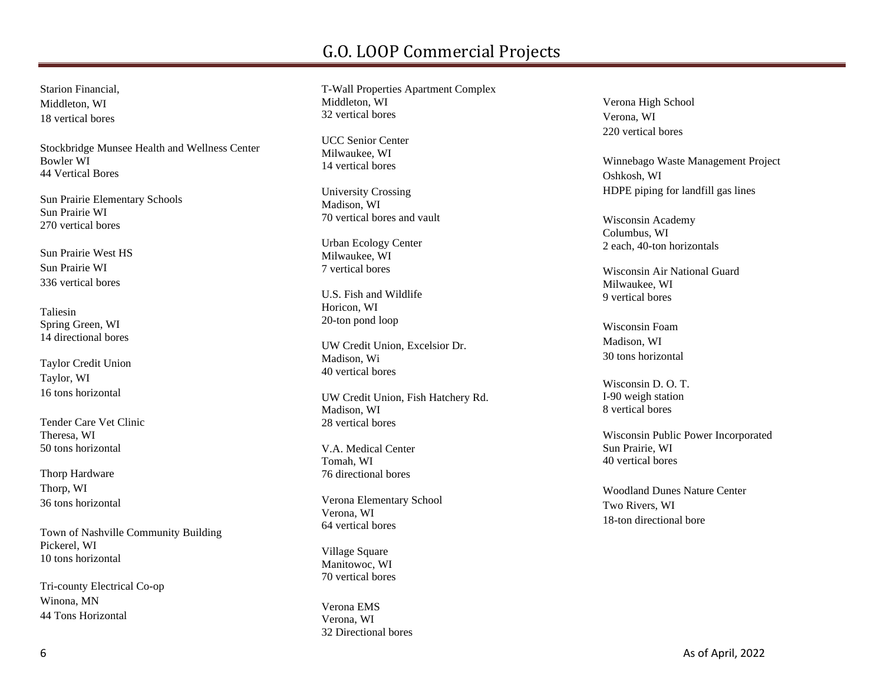# G.O. LOOP Commercial Projects

Starion Financial,
Middleton, WI
18 vertical bores

Stockbridge Munsee Health and Wellness Center
Bowler WI
44 Vertical Bores

Sun Prairie Elementary Schools
Sun Prairie WI
270 vertical bores

Sun Prairie West HS
Sun Prairie WI
336 vertical bores

Taliesin
Spring Green, WI
14 directional bores

Taylor Credit Union
Taylor, WI
16 tons horizontal

Tender Care Vet Clinic
Theresa, WI
50 tons horizontal

Thorp Hardware
Thorp, WI
36 tons horizontal

Town of Nashville Community Building
Pickerel, WI
10 tons horizontal

Tri-county Electrical Co-op
Winona, MN
44 Tons Horizontal

T-Wall Properties Apartment Complex
Middleton, WI
32 vertical bores

UCC Senior Center
Milwaukee, WI
14 vertical bores

University Crossing
Madison, WI
70 vertical bores and vault

Urban Ecology Center
Milwaukee, WI
7 vertical bores

U.S. Fish and Wildlife
Horicon, WI
20-ton pond loop

UW Credit Union, Excelsior Dr.
Madison, Wi
40 vertical bores

UW Credit Union, Fish Hatchery Rd.
Madison, WI
28 vertical bores

V.A. Medical Center
Tomah, WI
76 directional bores

Verona Elementary School
Verona, WI
64 vertical bores

Village Square
Manitowoc, WI
70 vertical bores

Verona EMS
Verona, WI
32 Directional bores

Verona High School
Verona, WI
220 vertical bores

Winnebago Waste Management Project
Oshkosh, WI
HDPE piping for landfill gas lines

Wisconsin Academy
Columbus, WI
2 each, 40-ton horizontals

Wisconsin Air National Guard
Milwaukee, WI
9 vertical bores

Wisconsin Foam
Madison, WI
30 tons horizontal

Wisconsin D. O. T.
I-90 weigh station
8 vertical bores

Wisconsin Public Power Incorporated
Sun Prairie, WI
40 vertical bores

Woodland Dunes Nature Center
Two Rivers, WI
18-ton directional bore

As of April, 2022